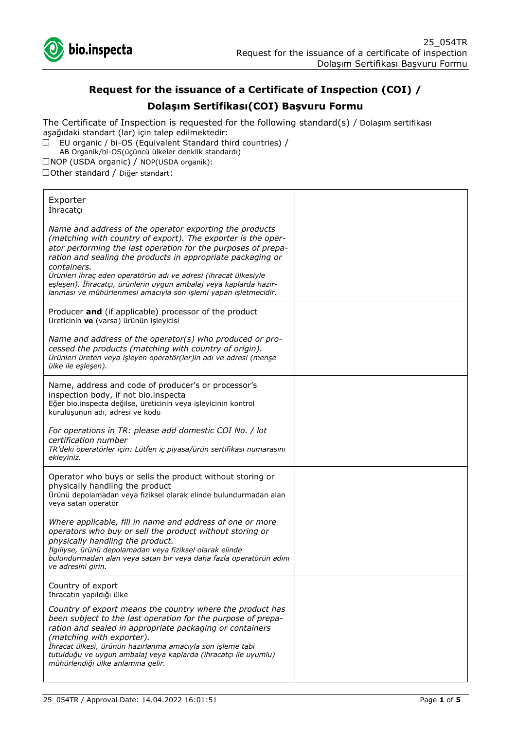# Request for the issuance of a Certificate of Inspection (COI) / Dolaşım Sertifikası(COI) Başvuru Formu

The Certificate of Inspection is requested for the following standard(s) / Dolaşım sertifikası aşağıdaki standart (lar) için talep edilmektedir:

☐ EU organic / bi-OS (Equivalent Standard third countries) / AB Organik/bi-OS(üçüncü ülkeler denklik standardı)

☐NOP (USDA organic) / NOP(USDA organik):

☐Other standard / Diğer standart:

| | |
|---|---|
| Exporter<br>İhracatçı<br><br>*Name and address of the operator exporting the products (matching with country of export). The exporter is the operator performing the last operation for the purposes of preparation and sealing the products in appropriate packaging or containers.*<br>*Ürünleri ihraç eden operatörün adı ve adresi (ihracat ülkesiyle eşleşen). İhracatçı, ürünlerin uygun ambalaj veya kaplarda hazırlanması ve mühürlenmesi amacıyla son işlemi yapan işletmecidir.* | |
| Producer **and** (if applicable) processor of the product<br>Üreticinin **ve** (varsa) ürünün işleyicisi<br><br>*Name and address of the operator(s) who produced or processed the products (matching with country of origin).*<br>*Ürünleri üreten veya işleyen operatör(ler)in adı ve adresi (menşe ülke ile eşleşen).* | |
| Name, address and code of producer's or processor's inspection body, if not bio.inspecta<br>Eğer bio.inspecta değilse, üreticinin veya işleyicinin kontrol kuruluşunun adı, adresi ve kodu<br><br>*For operations in TR: please add domestic COI No. / lot certification number*<br>*TR'deki operatörler için: Lütfen iç piyasa/ürün sertifikası numarasını ekleyiniz.* | |
| Operator who buys or sells the product without storing or physically handling the product<br>Ürünü depolamadan veya fiziksel olarak elinde bulundurmadan alan veya satan operatör<br><br>*Where applicable, fill in name and address of one or more operators who buy or sell the product without storing or physically handling the product.*<br>*İlgiliyse, ürünü depolamadan veya fiziksel olarak elinde bulundurmadan alan veya satan bir veya daha fazla operatörün adını ve adresini girin.* | |
| Country of export<br>İhracatın yapıldığı ülke<br><br>*Country of export means the country where the product has been subject to the last operation for the purpose of preparation and sealed in appropriate packaging or containers (matching with exporter).*<br>*İhracat ülkesi, ürünün hazırlanma amacıyla son işleme tabi tutulduğu ve uygun ambalaj veya kaplarda (ihracatçı ile uyumlu) mühürlendiği ülke anlamına gelir.* | |

25_054TR / Approval Date: 14.04.2022 16:01:51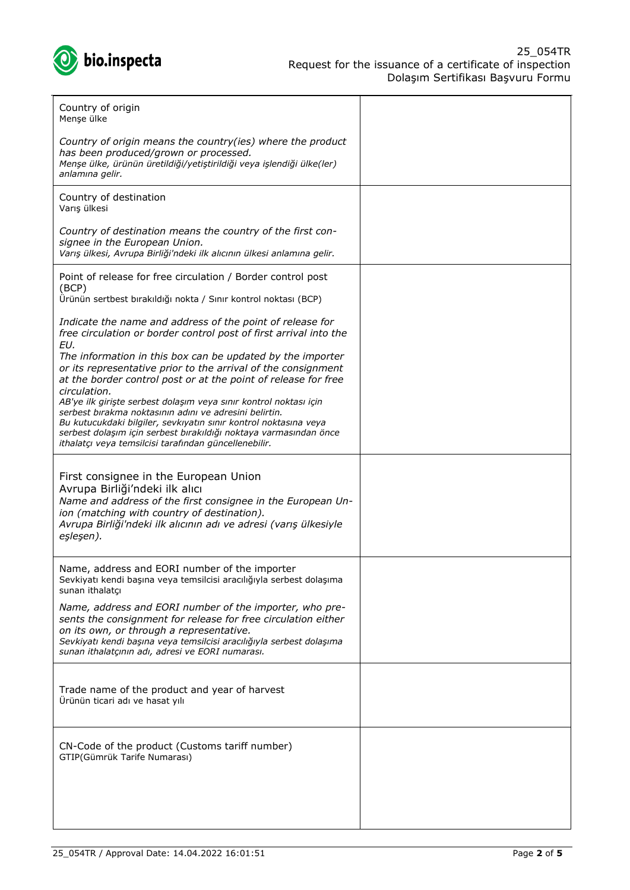| | |
|---|---|
| Country of origin<br>Menşe ülke<br><br>*Country of origin means the country(ies) where the product has been produced/grown or processed.*<br>*Menşe ülke, ürünün üretildiği/yetiştirildiği veya işlendiği ülke(ler) anlamına gelir.* | |
| Country of destination<br>Varış ülkesi<br><br>*Country of destination means the country of the first consignee in the European Union.*<br>*Varış ülkesi, Avrupa Birliği'ndeki ilk alıcının ülkesi anlamına gelir.* | |
| Point of release for free circulation / Border control post (BCP)<br>Ürünün sertbest bırakıldığı nokta / Sınır kontrol noktası (BCP)<br><br>*Indicate the name and address of the point of release for free circulation or border control post of first arrival into the EU.*<br>*The information in this box can be updated by the importer or its representative prior to the arrival of the consignment at the border control post or at the point of release for free circulation.*<br>*AB'ye ilk girişte serbest dolaşım veya sınır kontrol noktası için serbest bırakma noktasının adını ve adresini belirtin.*<br>*Bu kutucukdaki bilgiler, sevkıyatın sınır kontrol noktasına veya serbest dolaşım için serbest bırakıldığı noktaya varmasından önce ithalatçı veya temsilcisi tarafından güncellenebilir.* | |
| First consignee in the European Union<br>Avrupa Birliği'ndeki ilk alıcı<br>*Name and address of the first consignee in the European Union (matching with country of destination).*<br>*Avrupa Birliği'ndeki ilk alıcının adı ve adresi (varış ülkesiyle eşleşen).* | |
| Name, address and EORI number of the importer<br>Sevkiyatı kendi başına veya temsilcisi aracılığıyla serbest dolaşıma sunan ithalatçı<br><br>*Name, address and EORI number of the importer, who presents the consignment for release for free circulation either on its own, or through a representative.*<br>*Sevkiyatı kendi başına veya temsilcisi aracılığıyla serbest dolaşıma sunan ithalatçının adı, adresi ve EORI numarası.* | |
| Trade name of the product and year of harvest<br>Ürünün ticari adı ve hasat yılı | |
| CN-Code of the product (Customs tariff number)<br>GTIP(Gümrük Tarife Numarası) | |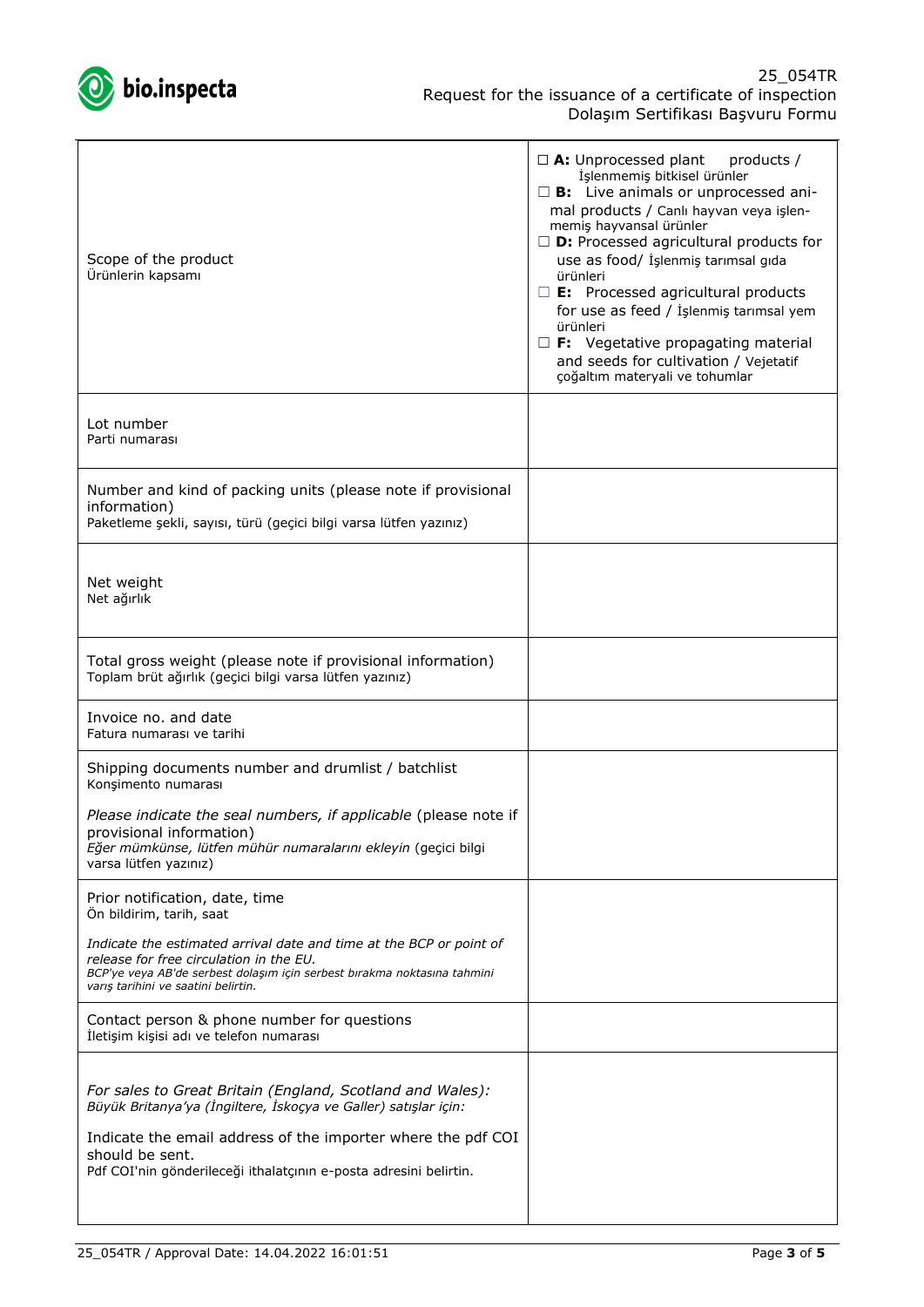| | |
|---|---|
| Scope of the product<br>Ürünlerin kapsamı | ☐ **A:** Unprocessed plant products / İşlenmemiş bitkisel ürünler<br>☐ **B:** Live animals or unprocessed animal products / Canlı hayvan veya işlenmemiş hayvansal ürünler<br>☐ **D:** Processed agricultural products for use as food/ İşlenmiş tarımsal gıda ürünleri<br>☐ **E:** Processed agricultural products for use as feed / İşlenmiş tarımsal yem ürünleri<br>☐ **F:** Vegetative propagating material and seeds for cultivation / Vejetatif çoğaltım materyali ve tohumlar |
| Lot number<br>Parti numarası | |
| Number and kind of packing units (please note if provisional information)<br>Paketleme şekli, sayısı, türü (geçici bilgi varsa lütfen yazınız) | |
| Net weight<br>Net ağırlık | |
| Total gross weight (please note if provisional information)<br>Toplam brüt ağırlık (geçici bilgi varsa lütfen yazınız) | |
| Invoice no. and date<br>Fatura numarası ve tarihi | |
| Shipping documents number and drumlist / batchlist<br>Konşimento numarası<br><br>*Please indicate the seal numbers, if applicable* (please note if provisional information)<br>*Eğer mümkünse, lütfen mühür numaralarını ekleyin* (geçici bilgi varsa lütfen yazınız) | |
| Prior notification, date, time<br>Ön bildirim, tarih, saat<br><br>*Indicate the estimated arrival date and time at the BCP or point of release for free circulation in the EU.*<br>*BCP'ye veya AB'de serbest dolaşım için serbest bırakma noktasına tahmini varış tarihini ve saatini belirtin.* | |
| Contact person & phone number for questions<br>İletişim kişisi adı ve telefon numarası | |
| *For sales to Great Britain (England, Scotland and Wales):*<br>*Büyük Britanya'ya (İngiltere, İskoçya ve Galler) satışlar için:*<br><br>Indicate the email address of the importer where the pdf COI should be sent.<br>Pdf COI'nin gönderileceği ithalatçının e-posta adresini belirtin. | |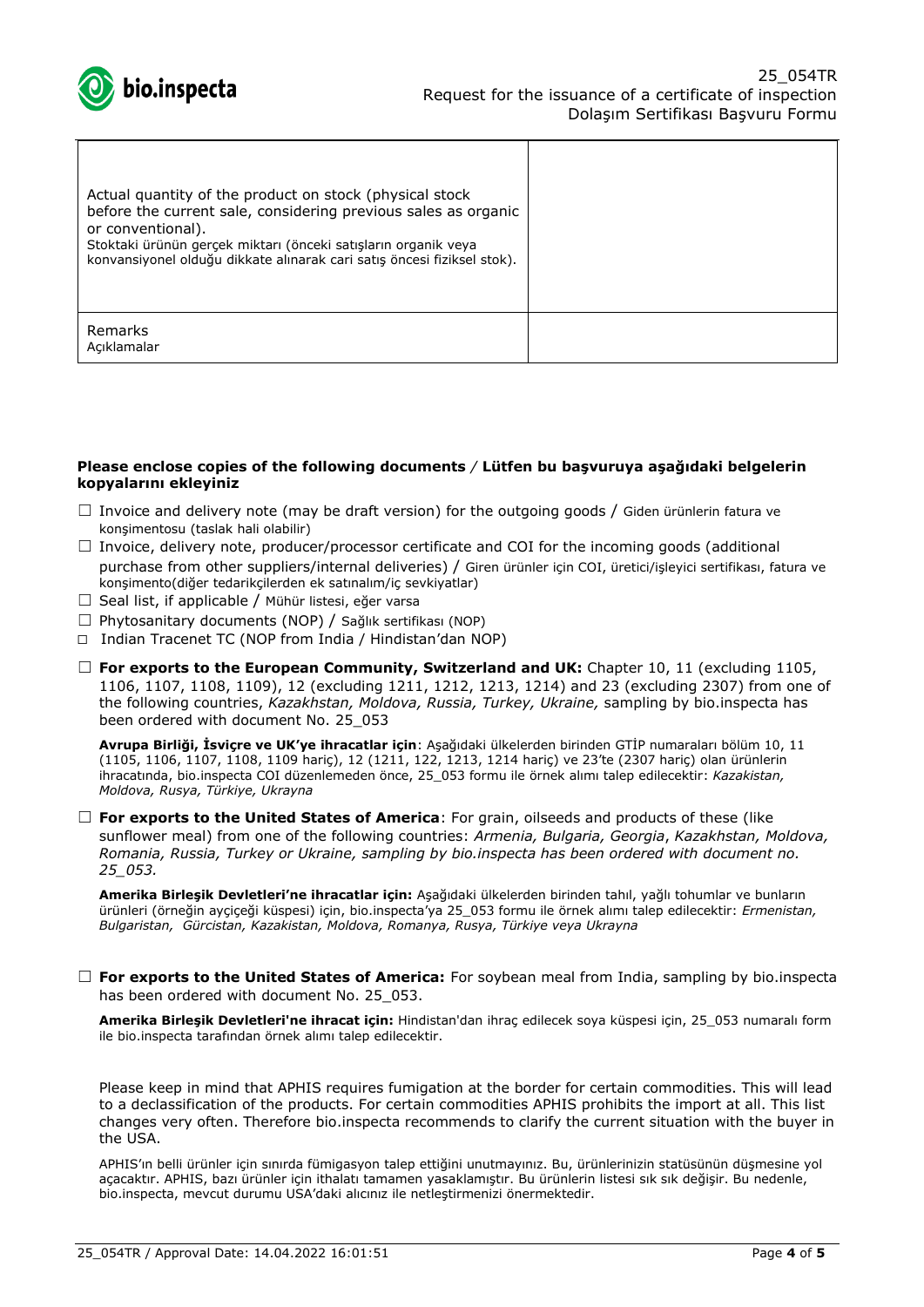| | |
|---|---|
| Actual quantity of the product on stock (physical stock before the current sale, considering previous sales as organic or conventional).<br>Stoktaki ürünün gerçek miktarı (önceki satışların organik veya konvansiyonel olduğu dikkate alınarak cari satış öncesi fiziksel stok). | |
| Remarks<br>Açıklamalar | |

**Please enclose copies of the following documents / Lütfen bu başvuruya aşağıdaki belgelerin kopyalarını ekleyiniz**

☐ Invoice and delivery note (may be draft version) for the outgoing goods / Giden ürünlerin fatura ve konşimentosu (taslak hali olabilir)

☐ Invoice, delivery note, producer/processor certificate and COI for the incoming goods (additional purchase from other suppliers/internal deliveries) / Giren ürünler için COI, üretici/işleyici sertifikası, fatura ve konşimento(diğer tedarikçilerden ek satınalım/iç sevkiyatlar)

☐ Seal list, if applicable / Mühür listesi, eğer varsa

☐ Phytosanitary documents (NOP) / Sağlık sertifikası (NOP)

☐ Indian Tracenet TC (NOP from India / Hindistan'dan NOP)

☐ **For exports to the European Community, Switzerland and UK:** Chapter 10, 11 (excluding 1105, 1106, 1107, 1108, 1109), 12 (excluding 1211, 1212, 1213, 1214) and 23 (excluding 2307) from one of the following countries, *Kazakhstan, Moldova, Russia, Turkey, Ukraine,* sampling by bio.inspecta has been ordered with document No. 25_053

**Avrupa Birliği, İsviçre ve UK'ye ihracatlar için**: Aşağıdaki ülkelerden birinden GTİP numaraları bölüm 10, 11 (1105, 1106, 1107, 1108, 1109 hariç), 12 (1211, 122, 1213, 1214 hariç) ve 23'te (2307 hariç) olan ürünlerin ihracatında, bio.inspecta COI düzenlemeden önce, 25_053 formu ile örnek alımı talep edilecektir: *Kazakistan, Moldova, Rusya, Türkiye, Ukrayna*

☐ **For exports to the United States of America**: For grain, oilseeds and products of these (like sunflower meal) from one of the following countries: *Armenia, Bulgaria, Georgia, Kazakhstan, Moldova, Romania, Russia, Turkey or Ukraine, sampling by bio.inspecta has been ordered with document no. 25_053.*

**Amerika Birleşik Devletleri'ne ihracatlar için:** Aşağıdaki ülkelerden birinden tahıl, yağlı tohumlar ve bunların ürünleri (örneğin ayçiçeği küspesi) için, bio.inspecta'ya 25_053 formu ile örnek alımı talep edilecektir: *Ermenistan, Bulgaristan, Gürcistan, Kazakistan, Moldova, Romanya, Rusya, Türkiye veya Ukrayna*

☐ **For exports to the United States of America:** For soybean meal from India, sampling by bio.inspecta has been ordered with document No. 25_053.

**Amerika Birleşik Devletleri'ne ihracat için:** Hindistan'dan ihraç edilecek soya küspesi için, 25_053 numaralı form ile bio.inspecta tarafından örnek alımı talep edilecektir.

Please keep in mind that APHIS requires fumigation at the border for certain commodities. This will lead to a declassification of the products. For certain commodities APHIS prohibits the import at all. This list changes very often. Therefore bio.inspecta recommends to clarify the current situation with the buyer in the USA.

APHIS'ın belli ürünler için sınırda fümigasyon talep ettiğini unutmayınız. Bu, ürünlerinizin statüsünün düşmesine yol açacaktır. APHIS, bazı ürünler için ithalatı tamamen yasaklamıştır. Bu ürünlerin listesi sık sık değişir. Bu nedenle, bio.inspecta, mevcut durumu USA'daki alıcınız ile netleştirmenizi önermektedir.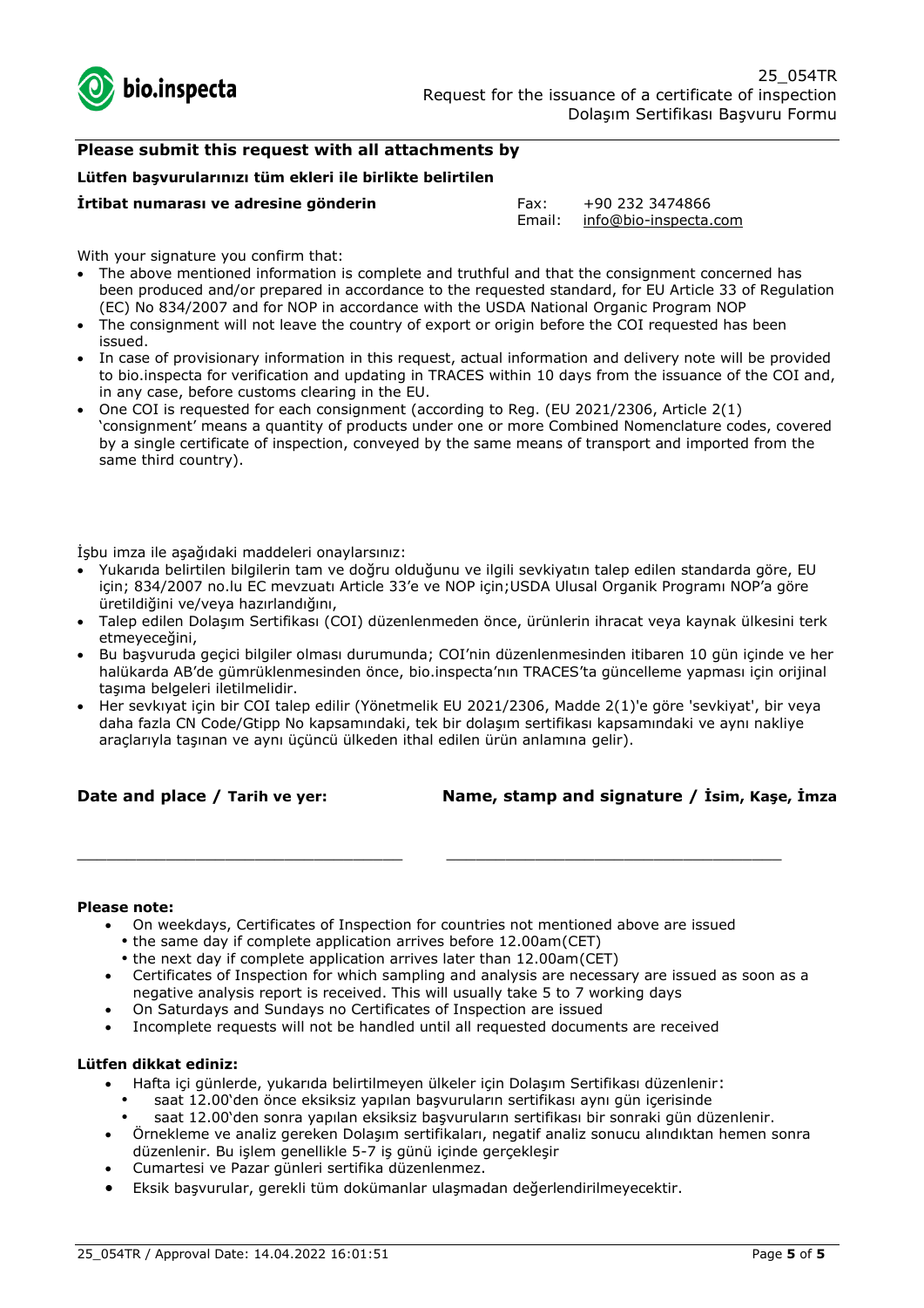**Please submit this request with all attachments by**

**Lütfen başvurularınızı tüm ekleri ile birlikte belirtilen**

**İrtibat numarası ve adresine gönderin**

Fax: +90 232 3474866
Email: info@bio-inspecta.com

With your signature you confirm that:

- The above mentioned information is complete and truthful and that the consignment concerned has been produced and/or prepared in accordance to the requested standard, for EU Article 33 of Regulation (EC) No 834/2007 and for NOP in accordance with the USDA National Organic Program NOP
- The consignment will not leave the country of export or origin before the COI requested has been issued.
- In case of provisionary information in this request, actual information and delivery note will be provided to bio.inspecta for verification and updating in TRACES within 10 days from the issuance of the COI and, in any case, before customs clearing in the EU.
- One COI is requested for each consignment (according to Reg. (EU 2021/2306, Article 2(1) 'consignment' means a quantity of products under one or more Combined Nomenclature codes, covered by a single certificate of inspection, conveyed by the same means of transport and imported from the same third country).

İşbu imza ile aşağıdaki maddeleri onaylarsınız:

- Yukarıda belirtilen bilgilerin tam ve doğru olduğunu ve ilgili sevkiyatın talep edilen standarda göre, EU için; 834/2007 no.lu EC mevzuatı Article 33'e ve NOP için;USDA Ulusal Organik Programı NOP'a göre üretildiğini ve/veya hazırlandığını,
- Talep edilen Dolaşım Sertifikası (COI) düzenlenmeden önce, ürünlerin ihracat veya kaynak ülkesini terk etmeyeceğini,
- Bu başvuruda geçici bilgiler olması durumunda; COI'nin düzenlenmesinden itibaren 10 gün içinde ve her halükarda AB'de gümrüklenmesinden önce, bio.inspecta'nın TRACES'ta güncelleme yapması için orijinal taşıma belgeleri iletilmelidir.
- Her sevkıyat için bir COI talep edilir (Yönetmelik EU 2021/2306, Madde 2(1)'e göre 'sevkiyat', bir veya daha fazla CN Code/Gtipp No kapsamındaki, tek bir dolaşım sertifikası kapsamındaki ve aynı nakliye araçlarıyla taşınan ve aynı üçüncü ülkeden ithal edilen ürün anlamına gelir).

**Date and place / Tarih ve yer:** \_\_\_\_\_\_\_\_\_\_\_\_\_\_\_\_\_\_\_\_\_\_\_\_\_\_\_\_\_\_

**Name, stamp and signature / İsim, Kaşe, İmza** \_\_\_\_\_\_\_\_\_\_\_\_\_\_\_\_\_\_\_\_\_\_\_\_\_\_\_\_\_\_

**Please note:**

- On weekdays, Certificates of Inspection for countries not mentioned above are issued
  - the same day if complete application arrives before 12.00am(CET)
  - the next day if complete application arrives later than 12.00am(CET)
- Certificates of Inspection for which sampling and analysis are necessary are issued as soon as a negative analysis report is received. This will usually take 5 to 7 working days
- On Saturdays and Sundays no Certificates of Inspection are issued
- Incomplete requests will not be handled until all requested documents are received

**Lütfen dikkat ediniz:**

- Hafta içi günlerde, yukarıda belirtilmeyen ülkeler için Dolaşım Sertifikası düzenlenir:
  - saat 12.00'den önce eksiksiz yapılan başvuruların sertifikası aynı gün içerisinde
  - saat 12.00'den sonra yapılan eksiksiz başvuruların sertifikası bir sonraki gün düzenlenir.
- Örnekleme ve analiz gereken Dolaşım sertifikaları, negatif analiz sonucu alındıktan hemen sonra düzenlenir. Bu işlem genellikle 5-7 iş günü içinde gerçekleşir
- Cumartesi ve Pazar günleri sertifika düzenlenmez.
- Eksik başvurular, gerekli tüm dokümanlar ulaşmadan değerlendirilmeyecektir.